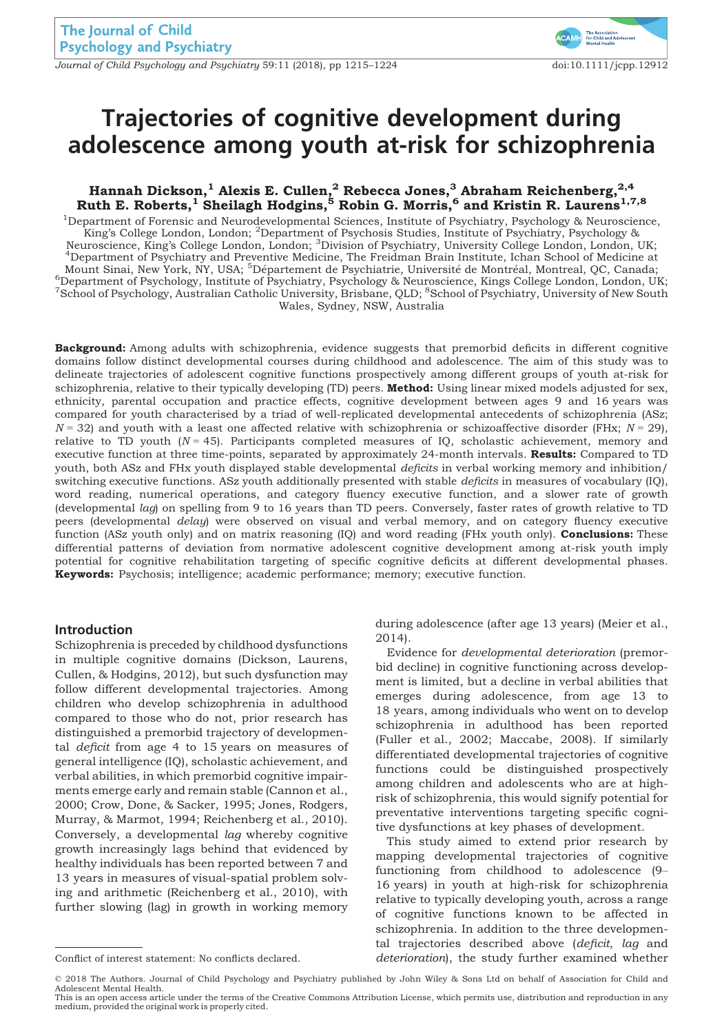# Trajectories of cognitive development during adolescence among youth at-risk for schizophrenia

**Hannah Dickson,[1] Alexis E. Cullen,[2] Rebecca Jones,[3] Abraham Reichenberg,[2,4] Ruth E. Roberts,[1] Sheilagh Hodgins,[5] Robin G. Morris,[6] and Kristin R. Laurens[1,7,8]**

[1]Department of Forensic and Neurodevelopmental Sciences, Institute of Psychiatry, Psychology & Neuroscience, King's College London, London; [2]Department of Psychosis Studies, Institute of Psychiatry, Psychology & Neuroscience, King's College London, London; [3]Division of Psychiatry, University College London, London, UK; [4]Department of Psychiatry and Preventive Medicine, The Freidman Brain Institute, Ichan School of Medicine at Mount Sinai, New York, NY, USA; [5]Département de Psychiatrie, Université de Montréal, Montreal, QC, Canada; [6]Department of Psychology, Institute of Psychiatry, Psychology & Neuroscience, Kings College London, London, UK; [7]School of Psychology, Australian Catholic University, Brisbane, QLD; [8]School of Psychiatry, University of New South Wales, Sydney, NSW, Australia

**Background:** Among adults with schizophrenia, evidence suggests that premorbid deficits in different cognitive domains follow distinct developmental courses during childhood and adolescence. The aim of this study was to delineate trajectories of adolescent cognitive functions prospectively among different groups of youth at-risk for schizophrenia, relative to their typically developing (TD) peers. **Method:** Using linear mixed models adjusted for sex, ethnicity, parental occupation and practice effects, cognitive development between ages 9 and 16 years was compared for youth characterised by a triad of well-replicated developmental antecedents of schizophrenia (ASz; $N = 32$) and youth with a least one affected relative with schizophrenia or schizoaffective disorder (FHx; $N = 29$), relative to TD youth ($N = 45$). Participants completed measures of IQ, scholastic achievement, memory and executive function at three time-points, separated by approximately 24-month intervals. **Results:** Compared to TD youth, both ASz and FHx youth displayed stable developmental *deficits* in verbal working memory and inhibition/switching executive functions. ASz youth additionally presented with stable *deficits* in measures of vocabulary (IQ), word reading, numerical operations, and category fluency executive function, and a slower rate of growth (developmental *lag*) on spelling from 9 to 16 years than TD peers. Conversely, faster rates of growth relative to TD peers (developmental *delay*) were observed on visual and verbal memory, and on category fluency executive function (ASz youth only) and on matrix reasoning (IQ) and word reading (FHx youth only). **Conclusions:** These differential patterns of deviation from normative adolescent cognitive development among at-risk youth imply potential for cognitive rehabilitation targeting of specific cognitive deficits at different developmental phases. **Keywords:** Psychosis; intelligence; academic performance; memory; executive function.

## Introduction

Schizophrenia is preceded by childhood dysfunctions in multiple cognitive domains (Dickson, Laurens, Cullen, & Hodgins, 2012), but such dysfunction may follow different developmental trajectories. Among children who develop schizophrenia in adulthood compared to those who do not, prior research has distinguished a premorbid trajectory of developmental *deficit* from age 4 to 15 years on measures of general intelligence (IQ), scholastic achievement, and verbal abilities, in which premorbid cognitive impairments emerge early and remain stable (Cannon et al., 2000; Crow, Done, & Sacker, 1995; Jones, Rodgers, Murray, & Marmot, 1994; Reichenberg et al., 2010). Conversely, a developmental *lag* whereby cognitive growth increasingly lags behind that evidenced by healthy individuals has been reported between 7 and 13 years in measures of visual-spatial problem solving and arithmetic (Reichenberg et al., 2010), with further slowing (lag) in growth in working memory during adolescence (after age 13 years) (Meier et al., 2014).

Evidence for *developmental deterioration* (premorbid decline) in cognitive functioning across development is limited, but a decline in verbal abilities that emerges during adolescence, from age 13 to 18 years, among individuals who went on to develop schizophrenia in adulthood has been reported (Fuller et al., 2002; Maccabe, 2008). If similarly differentiated developmental trajectories of cognitive functions could be distinguished prospectively among children and adolescents who are at high-risk of schizophrenia, this would signify potential for preventative interventions targeting specific cognitive dysfunctions at key phases of development.

This study aimed to extend prior research by mapping developmental trajectories of cognitive functioning from childhood to adolescence (9–16 years) in youth at high-risk for schizophrenia relative to typically developing youth, across a range of cognitive functions known to be affected in schizophrenia. In addition to the three developmental trajectories described above (*deficit, lag* and *deterioration*), the study further examined whether

Conflict of interest statement: No conflicts declared.

© 2018 The Authors. Journal of Child Psychology and Psychiatry published by John Wiley & Sons Ltd on behalf of Association for Child and Adolescent Mental Health.
This is an open access article under the terms of the Creative Commons Attribution License, which permits use, distribution and reproduction in any medium, provided the original work is properly cited.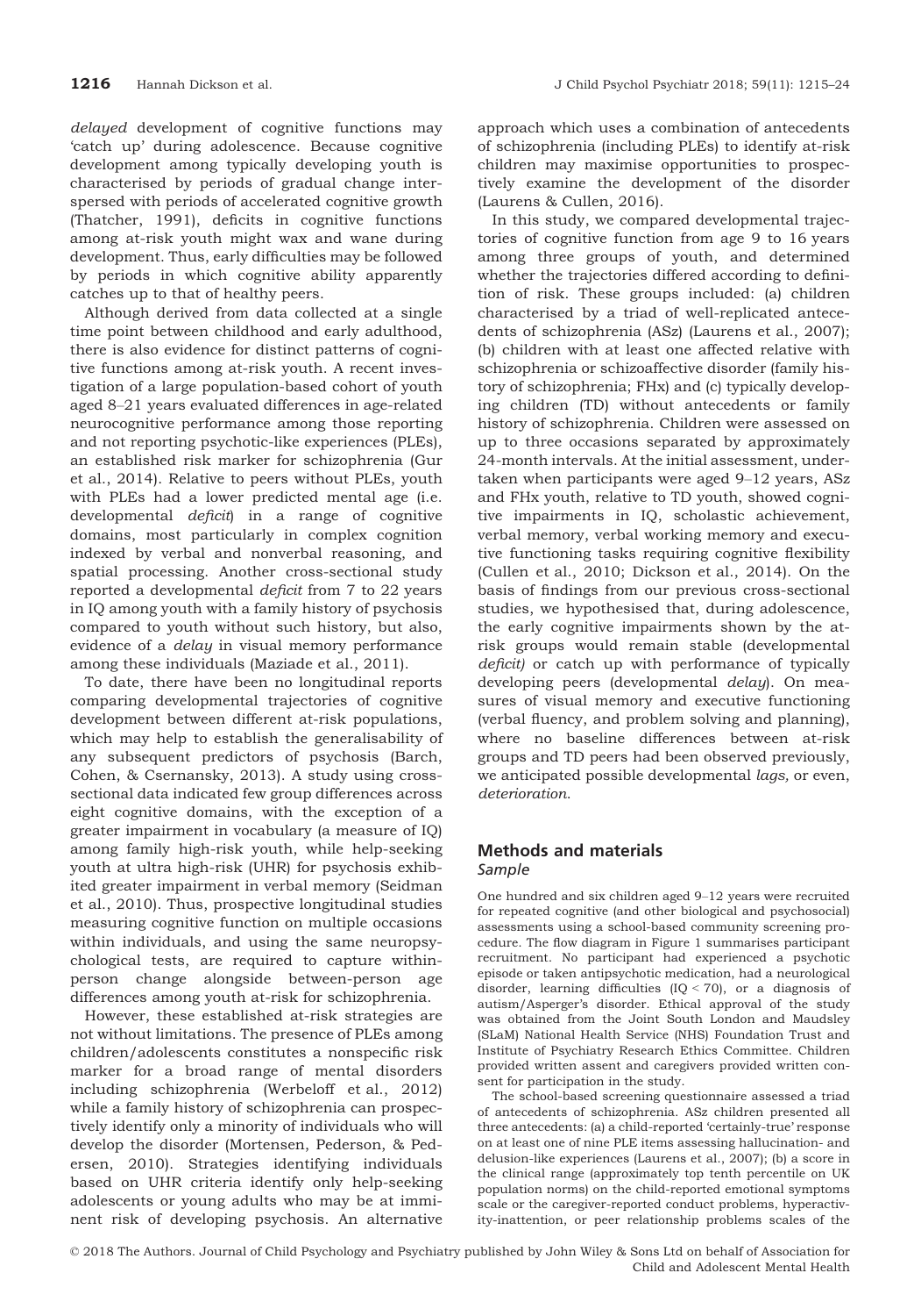*delayed* development of cognitive functions may 'catch up' during adolescence. Because cognitive development among typically developing youth is characterised by periods of gradual change interspersed with periods of accelerated cognitive growth (Thatcher, 1991), deficits in cognitive functions among at-risk youth might wax and wane during development. Thus, early difficulties may be followed by periods in which cognitive ability apparently catches up to that of healthy peers.

Although derived from data collected at a single time point between childhood and early adulthood, there is also evidence for distinct patterns of cognitive functions among at-risk youth. A recent investigation of a large population-based cohort of youth aged 8–21 years evaluated differences in age-related neurocognitive performance among those reporting and not reporting psychotic-like experiences (PLEs), an established risk marker for schizophrenia (Gur et al., 2014). Relative to peers without PLEs, youth with PLEs had a lower predicted mental age (i.e. developmental *deficit*) in a range of cognitive domains, most particularly in complex cognition indexed by verbal and nonverbal reasoning, and spatial processing. Another cross-sectional study reported a developmental *deficit* from 7 to 22 years in IQ among youth with a family history of psychosis compared to youth without such history, but also, evidence of a *delay* in visual memory performance among these individuals (Maziade et al., 2011).

To date, there have been no longitudinal reports comparing developmental trajectories of cognitive development between different at-risk populations, which may help to establish the generalisability of any subsequent predictors of psychosis (Barch, Cohen, & Csernansky, 2013). A study using cross-sectional data indicated few group differences across eight cognitive domains, with the exception of a greater impairment in vocabulary (a measure of IQ) among family high-risk youth, while help-seeking youth at ultra high-risk (UHR) for psychosis exhibited greater impairment in verbal memory (Seidman et al., 2010). Thus, prospective longitudinal studies measuring cognitive function on multiple occasions within individuals, and using the same neuropsychological tests, are required to capture within-person change alongside between-person age differences among youth at-risk for schizophrenia.

However, these established at-risk strategies are not without limitations. The presence of PLEs among children/adolescents constitutes a nonspecific risk marker for a broad range of mental disorders including schizophrenia (Werbeloff et al., 2012) while a family history of schizophrenia can prospectively identify only a minority of individuals who will develop the disorder (Mortensen, Pederson, & Pedersen, 2010). Strategies identifying individuals based on UHR criteria identify only help-seeking adolescents or young adults who may be at imminent risk of developing psychosis. An alternative approach which uses a combination of antecedents of schizophrenia (including PLEs) to identify at-risk children may maximise opportunities to prospectively examine the development of the disorder (Laurens & Cullen, 2016).

In this study, we compared developmental trajectories of cognitive function from age 9 to 16 years among three groups of youth, and determined whether the trajectories differed according to definition of risk. These groups included: (a) children characterised by a triad of well-replicated antecedents of schizophrenia (ASz) (Laurens et al., 2007); (b) children with at least one affected relative with schizophrenia or schizoaffective disorder (family history of schizophrenia; FHx) and (c) typically developing children (TD) without antecedents or family history of schizophrenia. Children were assessed on up to three occasions separated by approximately 24-month intervals. At the initial assessment, undertaken when participants were aged 9–12 years, ASz and FHx youth, relative to TD youth, showed cognitive impairments in IQ, scholastic achievement, verbal memory, verbal working memory and executive functioning tasks requiring cognitive flexibility (Cullen et al., 2010; Dickson et al., 2014). On the basis of findings from our previous cross-sectional studies, we hypothesised that, during adolescence, the early cognitive impairments shown by the at-risk groups would remain stable (developmental *deficit)* or catch up with performance of typically developing peers (developmental *delay*). On measures of visual memory and executive functioning (verbal fluency, and problem solving and planning), where no baseline differences between at-risk groups and TD peers had been observed previously, we anticipated possible developmental *lags,* or even, *deterioration*.

## Methods and materials

### Sample

One hundred and six children aged 9–12 years were recruited for repeated cognitive (and other biological and psychosocial) assessments using a school-based community screening procedure. The flow diagram in Figure 1 summarises participant recruitment. No participant had experienced a psychotic episode or taken antipsychotic medication, had a neurological disorder, learning difficulties (IQ < 70), or a diagnosis of autism/Asperger's disorder. Ethical approval of the study was obtained from the Joint South London and Maudsley (SLaM) National Health Service (NHS) Foundation Trust and Institute of Psychiatry Research Ethics Committee. Children provided written assent and caregivers provided written consent for participation in the study.

The school-based screening questionnaire assessed a triad of antecedents of schizophrenia. ASz children presented all three antecedents: (a) a child-reported 'certainly-true' response on at least one of nine PLE items assessing hallucination- and delusion-like experiences (Laurens et al., 2007); (b) a score in the clinical range (approximately top tenth percentile on UK population norms) on the child-reported emotional symptoms scale or the caregiver-reported conduct problems, hyperactivity-inattention, or peer relationship problems scales of the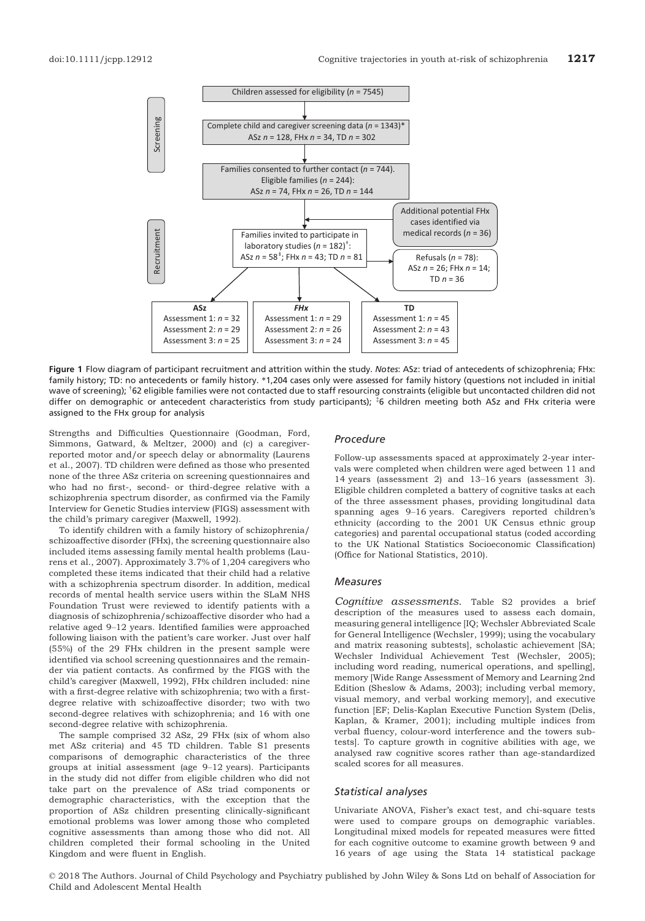Screening

Children assessed for eligibility ($n$ = 7545)

Complete child and caregiver screening data ($n$ = 1343)*
ASz $n$ = 128, FHx $n$ = 34, TD $n$ = 302

Families consented to further contact ($n$ = 744).
Eligible families ($n$ = 244):
ASz $n$ = 74, FHx $n$ = 26, TD $n$ = 144

Recruitment

Additional potential FHx cases identified via medical records ($n$ = 36)

Families invited to participate in laboratory studies ($n$ = 182)†:
ASz $n$ = 58‡; FHx $n$ = 43; TD $n$ = 81

Refusals ($n$ = 78):
ASz $n$ = 26; FHx $n$ = 14; TD $n$ = 36

| **ASz** | ***FHx*** | **TD** |
|---|---|---|
| Assessment 1: $n$ = 32 | Assessment 1: $n$ = 29 | Assessment 1: $n$ = 45 |
| Assessment 2: $n$ = 29 | Assessment 2: $n$ = 26 | Assessment 2: $n$ = 43 |
| Assessment 3: $n$ = 25 | Assessment 3: $n$ = 24 | Assessment 3: $n$ = 45 |

**Figure 1** Flow diagram of participant recruitment and attrition within the study. *Notes*: ASz: triad of antecedents of schizophrenia; FHx: family history; TD: no antecedents or family history. *1,204 cases only were assessed for family history (questions not included in initial wave of screening); †62 eligible families were not contacted due to staff resourcing constraints (eligible but uncontacted children did not differ on demographic or antecedent characteristics from study participants); ‡6 children meeting both ASz and FHx criteria were assigned to the FHx group for analysis

Strengths and Difficulties Questionnaire (Goodman, Ford, Simmons, Gatward, & Meltzer, 2000) and (c) a caregiver-reported motor and/or speech delay or abnormality (Laurens et al., 2007). TD children were defined as those who presented none of the three ASz criteria on screening questionnaires and who had no first-, second- or third-degree relative with a schizophrenia spectrum disorder, as confirmed via the Family Interview for Genetic Studies interview (FIGS) assessment with the child's primary caregiver (Maxwell, 1992).

To identify children with a family history of schizophrenia/schizoaffective disorder (FHx), the screening questionnaire also included items assessing family mental health problems (Laurens et al., 2007). Approximately 3.7% of 1,204 caregivers who completed these items indicated that their child had a relative with a schizophrenia spectrum disorder. In addition, medical records of mental health service users within the SLaM NHS Foundation Trust were reviewed to identify patients with a diagnosis of schizophrenia/schizoaffective disorder who had a relative aged 9–12 years. Identified families were approached following liaison with the patient's care worker. Just over half (55%) of the 29 FHx children in the present sample were identified via school screening questionnaires and the remainder via patient contacts. As confirmed by the FIGS with the child's caregiver (Maxwell, 1992), FHx children included: nine with a first-degree relative with schizophrenia; two with a first-degree relative with schizoaffective disorder; two with two second-degree relatives with schizophrenia; and 16 with one second-degree relative with schizophrenia.

The sample comprised 32 ASz, 29 FHx (six of whom also met ASz criteria) and 45 TD children. Table S1 presents comparisons of demographic characteristics of the three groups at initial assessment (age 9–12 years). Participants in the study did not differ from eligible children who did not take part on the prevalence of ASz triad components or demographic characteristics, with the exception that the proportion of ASz children presenting clinically-significant emotional problems was lower among those who completed cognitive assessments than among those who did not. All children completed their formal schooling in the United Kingdom and were fluent in English.

### Procedure

Follow-up assessments spaced at approximately 2-year intervals were completed when children were aged between 11 and 14 years (assessment 2) and 13–16 years (assessment 3). Eligible children completed a battery of cognitive tasks at each of the three assessment phases, providing longitudinal data spanning ages 9–16 years. Caregivers reported children's ethnicity (according to the 2001 UK Census ethnic group categories) and parental occupational status (coded according to the UK National Statistics Socioeconomic Classification) (Office for National Statistics, 2010).

### Measures

*Cognitive assessments.* Table S2 provides a brief description of the measures used to assess each domain, measuring general intelligence [IQ; Wechsler Abbreviated Scale for General Intelligence (Wechsler, 1999); using the vocabulary and matrix reasoning subtests], scholastic achievement [SA; Wechsler Individual Achievement Test (Wechsler, 2005); including word reading, numerical operations, and spelling], memory [Wide Range Assessment of Memory and Learning 2nd Edition (Sheslow & Adams, 2003); including verbal memory, visual memory, and verbal working memory], and executive function [EF; Delis-Kaplan Executive Function System (Delis, Kaplan, & Kramer, 2001); including multiple indices from verbal fluency, colour-word interference and the towers subtests]. To capture growth in cognitive abilities with age, we analysed raw cognitive scores rather than age-standardized scaled scores for all measures.

### Statistical analyses

Univariate ANOVA, Fisher's exact test, and chi-square tests were used to compare groups on demographic variables. Longitudinal mixed models for repeated measures were fitted for each cognitive outcome to examine growth between 9 and 16 years of age using the Stata 14 statistical package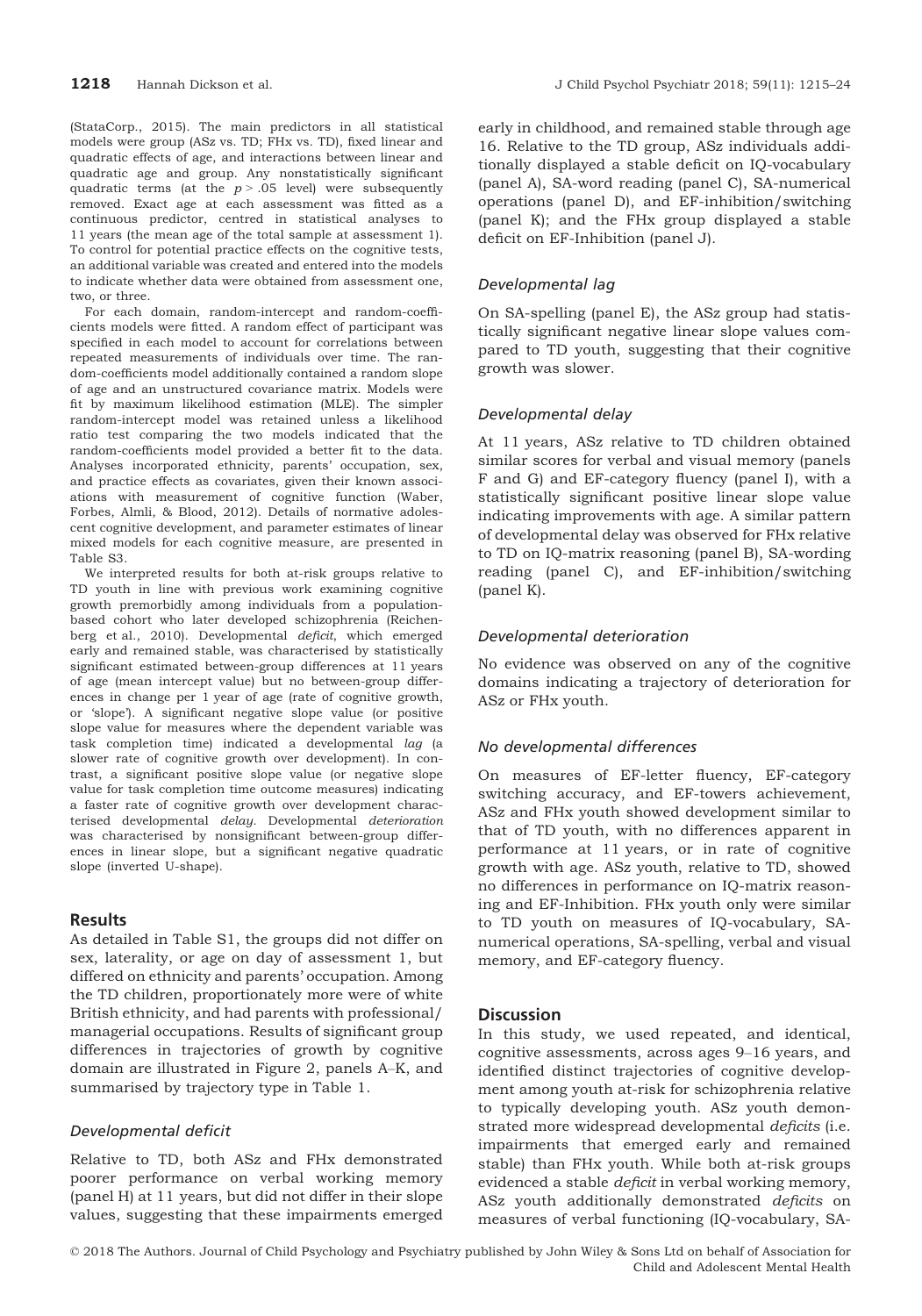(StataCorp., 2015). The main predictors in all statistical models were group (ASz vs. TD; FHx vs. TD), fixed linear and quadratic effects of age, and interactions between linear and quadratic age and group. Any nonstatistically significant quadratic terms (at the $p > .05$ level) were subsequently removed. Exact age at each assessment was fitted as a continuous predictor, centred in statistical analyses to 11 years (the mean age of the total sample at assessment 1). To control for potential practice effects on the cognitive tests, an additional variable was created and entered into the models to indicate whether data were obtained from assessment one, two, or three.

For each domain, random-intercept and random-coefficients models were fitted. A random effect of participant was specified in each model to account for correlations between repeated measurements of individuals over time. The random-coefficients model additionally contained a random slope of age and an unstructured covariance matrix. Models were fit by maximum likelihood estimation (MLE). The simpler random-intercept model was retained unless a likelihood ratio test comparing the two models indicated that the random-coefficients model provided a better fit to the data. Analyses incorporated ethnicity, parents' occupation, sex, and practice effects as covariates, given their known associations with measurement of cognitive function (Waber, Forbes, Almli, & Blood, 2012). Details of normative adolescent cognitive development, and parameter estimates of linear mixed models for each cognitive measure, are presented in Table S3.

We interpreted results for both at-risk groups relative to TD youth in line with previous work examining cognitive growth premorbidly among individuals from a population-based cohort who later developed schizophrenia (Reichenberg et al., 2010). Developmental *deficit*, which emerged early and remained stable, was characterised by statistically significant estimated between-group differences at 11 years of age (mean intercept value) but no between-group differences in change per 1 year of age (rate of cognitive growth, or 'slope'). A significant negative slope value (or positive slope value for measures where the dependent variable was task completion time) indicated a developmental *lag* (a slower rate of cognitive growth over development). In contrast, a significant positive slope value (or negative slope value for task completion time outcome measures) indicating a faster rate of cognitive growth over development characterised developmental *delay*. Developmental *deterioration* was characterised by nonsignificant between-group differences in linear slope, but a significant negative quadratic slope (inverted U-shape).

## Results

As detailed in Table S1, the groups did not differ on sex, laterality, or age on day of assessment 1, but differed on ethnicity and parents' occupation. Among the TD children, proportionately more were of white British ethnicity, and had parents with professional/managerial occupations. Results of significant group differences in trajectories of growth by cognitive domain are illustrated in Figure 2, panels A–K, and summarised by trajectory type in Table 1.

### *Developmental deficit*

Relative to TD, both ASz and FHx demonstrated poorer performance on verbal working memory (panel H) at 11 years, but did not differ in their slope values, suggesting that these impairments emerged early in childhood, and remained stable through age 16. Relative to the TD group, ASz individuals additionally displayed a stable deficit on IQ-vocabulary (panel A), SA-word reading (panel C), SA-numerical operations (panel D), and EF-inhibition/switching (panel K); and the FHx group displayed a stable deficit on EF-Inhibition (panel J).

### *Developmental lag*

On SA-spelling (panel E), the ASz group had statistically significant negative linear slope values compared to TD youth, suggesting that their cognitive growth was slower.

### *Developmental delay*

At 11 years, ASz relative to TD children obtained similar scores for verbal and visual memory (panels F and G) and EF-category fluency (panel I), with a statistically significant positive linear slope value indicating improvements with age. A similar pattern of developmental delay was observed for FHx relative to TD on IQ-matrix reasoning (panel B), SA-wording reading (panel C), and EF-inhibition/switching (panel K).

### *Developmental deterioration*

No evidence was observed on any of the cognitive domains indicating a trajectory of deterioration for ASz or FHx youth.

### *No developmental differences*

On measures of EF-letter fluency, EF-category switching accuracy, and EF-towers achievement, ASz and FHx youth showed development similar to that of TD youth, with no differences apparent in performance at 11 years, or in rate of cognitive growth with age. ASz youth, relative to TD, showed no differences in performance on IQ-matrix reasoning and EF-Inhibition. FHx youth only were similar to TD youth on measures of IQ-vocabulary, SA-numerical operations, SA-spelling, verbal and visual memory, and EF-category fluency.

## Discussion

In this study, we used repeated, and identical, cognitive assessments, across ages 9–16 years, and identified distinct trajectories of cognitive development among youth at-risk for schizophrenia relative to typically developing youth. ASz youth demonstrated more widespread developmental *deficits* (i.e. impairments that emerged early and remained stable) than FHx youth. While both at-risk groups evidenced a stable *deficit* in verbal working memory, ASz youth additionally demonstrated *deficits* on measures of verbal functioning (IQ-vocabulary, SA-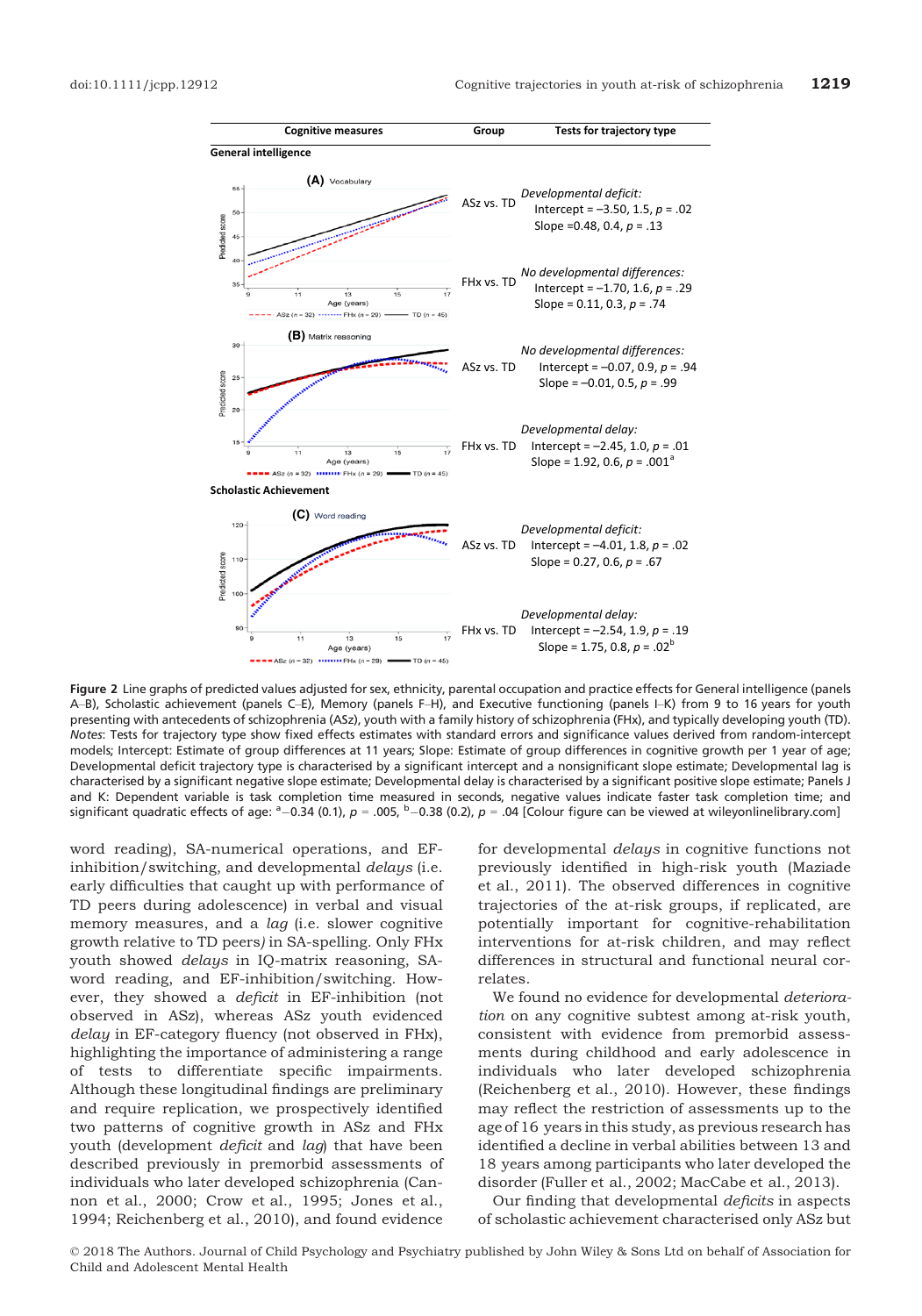| Cognitive measures | Group | Tests for trajectory type |
|---|---|---|
| **General intelligence** | | |
| (A) Vocabulary | ASz vs. TD | *Developmental deficit:* Intercept = –3.50, 1.5, $p$ = .02; Slope =0.48, 0.4, $p$ = .13 |
| | FHx vs. TD | *No developmental differences:* Intercept = –1.70, 1.6, $p$ = .29; Slope = 0.11, 0.3, $p$ = .74 |
| (B) Matrix reasoning | ASz vs. TD | *No developmental differences:* Intercept = –0.07, 0.9, $p$ = .94; Slope = –0.01, 0.5, $p$ = .99 |
| | FHx vs. TD | *Developmental delay:* Intercept = –2.45, 1.0, $p$ = .01; Slope = 1.92, 0.6, $p$ = .001[a] |
| **Scholastic Achievement** | | |
| (C) Word reading | ASz vs. TD | *Developmental deficit:* Intercept = –4.01, 1.8, $p$ = .02; Slope = 0.27, 0.6, $p$ = .67 |
| | FHx vs. TD | *Developmental delay:* Intercept = –2.54, 1.9, $p$ = .19; Slope = 1.75, 0.8, $p$ = .02[b] |

**Figure 2** Line graphs of predicted values adjusted for sex, ethnicity, parental occupation and practice effects for General intelligence (panels A–B), Scholastic achievement (panels C–E), Memory (panels F–H), and Executive functioning (panels I–K) from 9 to 16 years for youth presenting with antecedents of schizophrenia (ASz), youth with a family history of schizophrenia (FHx), and typically developing youth (TD). *Notes*: Tests for trajectory type show fixed effects estimates with standard errors and significance values derived from random-intercept models; Intercept: Estimate of group differences at 11 years; Slope: Estimate of group differences in cognitive growth per 1 year of age; Developmental deficit trajectory type is characterised by a significant intercept and a nonsignificant slope estimate; Developmental lag is characterised by a significant negative slope estimate; Developmental delay is characterised by a significant positive slope estimate; Panels J and K: Dependent variable is task completion time measured in seconds, negative values indicate faster task completion time; and significant quadratic effects of age: [a]–0.34 (0.1), $p$ = .005, [b]–0.38 (0.2), $p$ = .04 [Colour figure can be viewed at wileyonlinelibrary.com]

word reading), SA-numerical operations, and EF-inhibition/switching, and developmental *delays* (i.e. early difficulties that caught up with performance of TD peers during adolescence) in verbal and visual memory measures, and a *lag* (i.e. slower cognitive growth relative to TD peers) in SA-spelling. Only FHx youth showed *delays* in IQ-matrix reasoning, SA-word reading, and EF-inhibition/switching. However, they showed a *deficit* in EF-inhibition (not observed in ASz), whereas ASz youth evidenced *delay* in EF-category fluency (not observed in FHx), highlighting the importance of administering a range of tests to differentiate specific impairments. Although these longitudinal findings are preliminary and require replication, we prospectively identified two patterns of cognitive growth in ASz and FHx youth (development *deficit* and *lag*) that have been described previously in premorbid assessments of individuals who later developed schizophrenia (Cannon et al., 2000; Crow et al., 1995; Jones et al., 1994; Reichenberg et al., 2010), and found evidence for developmental *delays* in cognitive functions not previously identified in high-risk youth (Maziade et al., 2011). The observed differences in cognitive trajectories of the at-risk groups, if replicated, are potentially important for cognitive-rehabilitation interventions for at-risk children, and may reflect differences in structural and functional neural correlates.

We found no evidence for developmental *deterioration* on any cognitive subtest among at-risk youth, consistent with evidence from premorbid assessments during childhood and early adolescence in individuals who later developed schizophrenia (Reichenberg et al., 2010). However, these findings may reflect the restriction of assessments up to the age of 16 years in this study, as previous research has identified a decline in verbal abilities between 13 and 18 years among participants who later developed the disorder (Fuller et al., 2002; MacCabe et al., 2013).

Our finding that developmental *deficits* in aspects of scholastic achievement characterised only ASz but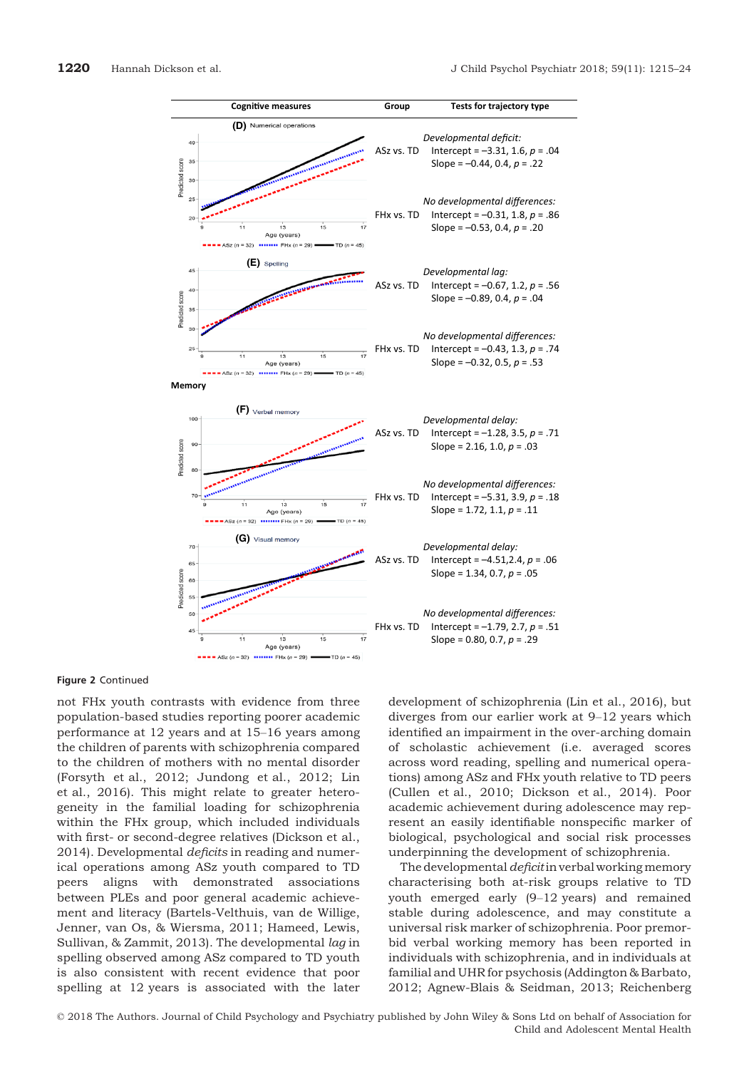| Cognitive measures | Group | Tests for trajectory type |
|---|---|---|
| (D) Numerical operations | ASz vs. TD | *Developmental deficit:* Intercept = −3.31, 1.6, $p$ = .04 Slope = −0.44, 0.4, $p$ = .22 |
| | FHx vs. TD | *No developmental differences:* Intercept = −0.31, 1.8, $p$ = .86 Slope = −0.53, 0.4, $p$ = .20 |
| (E) Spelling | ASz vs. TD | *Developmental lag:* Intercept = −0.67, 1.2, $p$ = .56 Slope = −0.89, 0.4, $p$ = .04 |
| | FHx vs. TD | *No developmental differences:* Intercept = −0.43, 1.3, $p$ = .74 Slope = −0.32, 0.5, $p$ = .53 |
| **Memory** | | |
| (F) Verbal memory | ASz vs. TD | *Developmental delay:* Intercept = −1.28, 3.5, $p$ = .71 Slope = 2.16, 1.0, $p$ = .03 |
| | FHx vs. TD | *No developmental differences:* Intercept = −5.31, 3.9, $p$ = .18 Slope = 1.72, 1.1, $p$ = .11 |
| (G) Visual memory | ASz vs. TD | *Developmental delay:* Intercept = −4.51,2.4, $p$ = .06 Slope = 1.34, 0.7, $p$ = .05 |
| | FHx vs. TD | *No developmental differences:* Intercept = −1.79, 2.7, $p$ = .51 Slope = 0.80, 0.7, $p$ = .29 |

**Figure 2** Continued

not FHx youth contrasts with evidence from three population-based studies reporting poorer academic performance at 12 years and at 15–16 years among the children of parents with schizophrenia compared to the children of mothers with no mental disorder (Forsyth et al., 2012; Jundong et al., 2012; Lin et al., 2016). This might relate to greater heterogeneity in the familial loading for schizophrenia within the FHx group, which included individuals with first- or second-degree relatives (Dickson et al., 2014). Developmental *deficits* in reading and numerical operations among ASz youth compared to TD peers aligns with demonstrated associations between PLEs and poor general academic achievement and literacy (Bartels-Velthuis, van de Willige, Jenner, van Os, & Wiersma, 2011; Hameed, Lewis, Sullivan, & Zammit, 2013). The developmental *lag* in spelling observed among ASz compared to TD youth is also consistent with recent evidence that poor spelling at 12 years is associated with the later development of schizophrenia (Lin et al., 2016), but diverges from our earlier work at 9–12 years which identified an impairment in the over-arching domain of scholastic achievement (i.e. averaged scores across word reading, spelling and numerical operations) among ASz and FHx youth relative to TD peers (Cullen et al., 2010; Dickson et al., 2014). Poor academic achievement during adolescence may represent an easily identifiable nonspecific marker of biological, psychological and social risk processes underpinning the development of schizophrenia.

The developmental *deficit* in verbal working memory characterising both at-risk groups relative to TD youth emerged early (9–12 years) and remained stable during adolescence, and may constitute a universal risk marker of schizophrenia. Poor premorbid verbal working memory has been reported in individuals with schizophrenia, and in individuals at familial and UHR for psychosis (Addington & Barbato, 2012; Agnew-Blais & Seidman, 2013; Reichenberg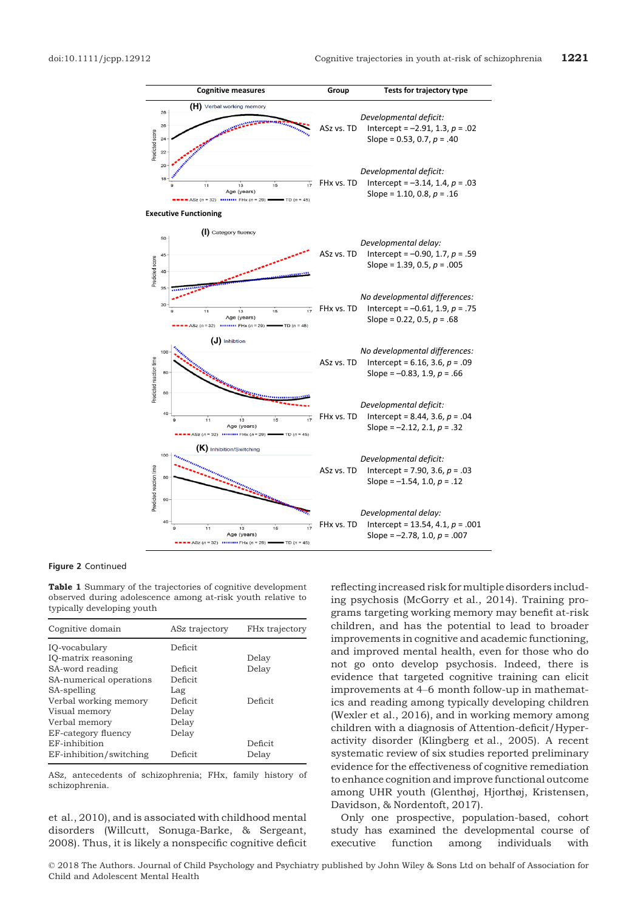| Cognitive measures | Group | Tests for trajectory type |
|---|---|---|
| (H) Verbal working memory | ASz vs. TD | *Developmental deficit:* Intercept = –2.91, 1.3, *p* = .02; Slope = 0.53, 0.7, *p* = .40 |
| | FHx vs. TD | *Developmental deficit:* Intercept = –3.14, 1.4, *p* = .03; Slope = 1.10, 0.8, *p* = .16 |
| **Executive Functioning** | | |
| (I) Category fluency | ASz vs. TD | *Developmental delay:* Intercept = –0.90, 1.7, *p* = .59; Slope = 1.39, 0.5, *p* = .005 |
| | FHx vs. TD | *No developmental differences:* Intercept = –0.61, 1.9, *p* = .75; Slope = 0.22, 0.5, *p* = .68 |
| (J) Inhibition | ASz vs. TD | *No developmental differences:* Intercept = 6.16, 3.6, *p* = .09; Slope = –0.83, 1.9, *p* = .66 |
| | FHx vs. TD | *Developmental deficit:* Intercept = 8.44, 3.6, *p* = .04; Slope = –2.12, 2.1, *p* = .32 |
| (K) Inhibition/Switching | ASz vs. TD | *Developmental deficit:* Intercept = 7.90, 3.6, *p* = .03; Slope = –1.54, 1.0, *p* = .12 |
| | FHx vs. TD | *Developmental delay:* Intercept = 13.54, 4.1, *p* = .001; Slope = –2.78, 1.0, *p* = .007 |

**Figure 2** Continued

**Table 1** Summary of the trajectories of cognitive development observed during adolescence among at-risk youth relative to typically developing youth

| Cognitive domain | ASz trajectory | FHx trajectory |
|---|---|---|
| IQ-vocabulary | Deficit | |
| IQ-matrix reasoning | | Delay |
| SA-word reading | Deficit | Delay |
| SA-numerical operations | Deficit | |
| SA-spelling | Lag | |
| Verbal working memory | Deficit | Deficit |
| Visual memory | Delay | |
| Verbal memory | Delay | |
| EF-category fluency | Delay | |
| EF-inhibition | | Deficit |
| EF-inhibition/switching | Deficit | Delay |

ASz, antecedents of schizophrenia; FHx, family history of schizophrenia.

et al., 2010), and is associated with childhood mental disorders (Willcutt, Sonuga-Barke, & Sergeant, 2008). Thus, it is likely a nonspecific cognitive deficit reflecting increased risk for multiple disorders including psychosis (McGorry et al., 2014). Training programs targeting working memory may benefit at-risk children, and has the potential to lead to broader improvements in cognitive and academic functioning, and improved mental health, even for those who do not go onto develop psychosis. Indeed, there is evidence that targeted cognitive training can elicit improvements at 4–6 month follow-up in mathematics and reading among typically developing children (Wexler et al., 2016), and in working memory among children with a diagnosis of Attention-deficit/Hyperactivity disorder (Klingberg et al., 2005). A recent systematic review of six studies reported preliminary evidence for the effectiveness of cognitive remediation to enhance cognition and improve functional outcome among UHR youth (Glenthøj, Hjorthøj, Kristensen, Davidson, & Nordentoft, 2017).

Only one prospective, population-based, cohort study has examined the developmental course of executive function among individuals with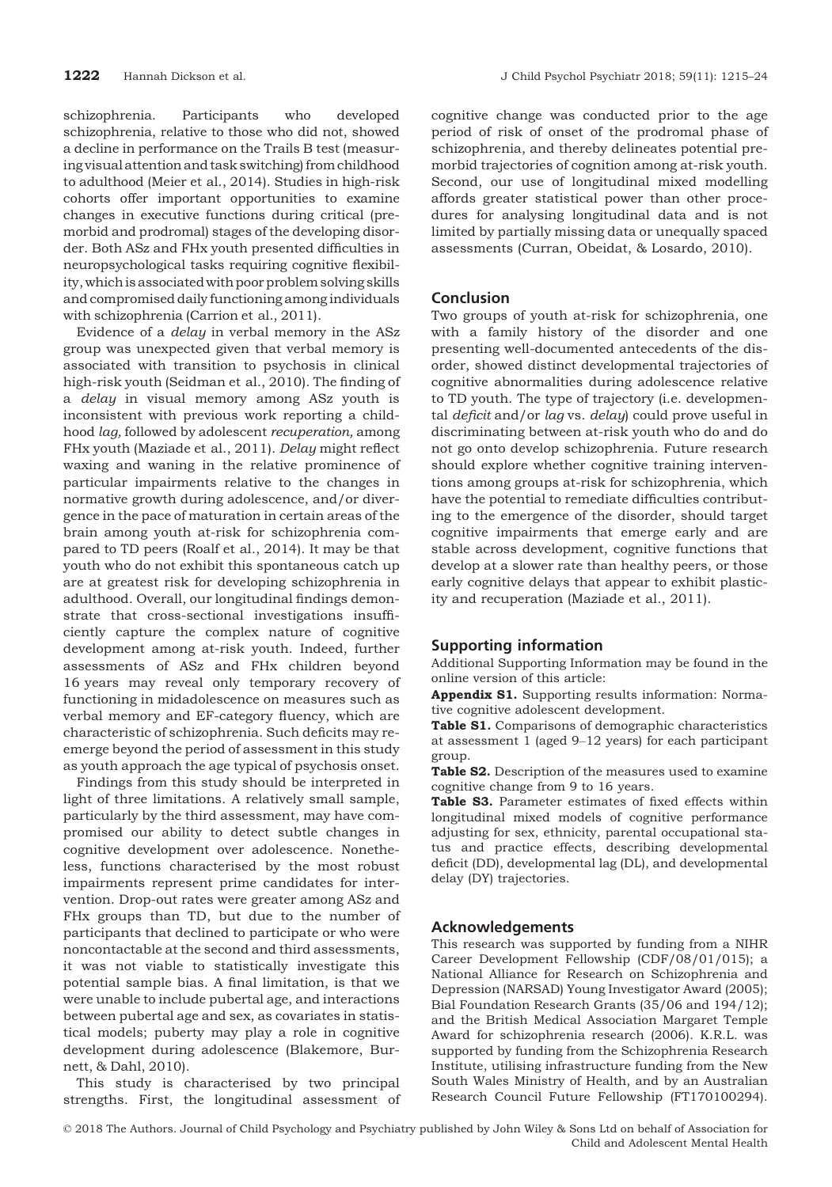schizophrenia. Participants who developed schizophrenia, relative to those who did not, showed a decline in performance on the Trails B test (measuring visual attention and task switching) from childhood to adulthood (Meier et al., 2014). Studies in high-risk cohorts offer important opportunities to examine changes in executive functions during critical (premorbid and prodromal) stages of the developing disorder. Both ASz and FHx youth presented difficulties in neuropsychological tasks requiring cognitive flexibility, which is associated with poor problem solving skills and compromised daily functioning among individuals with schizophrenia (Carrion et al., 2011).

Evidence of a *delay* in verbal memory in the ASz group was unexpected given that verbal memory is associated with transition to psychosis in clinical high-risk youth (Seidman et al., 2010). The finding of a *delay* in visual memory among ASz youth is inconsistent with previous work reporting a childhood *lag,* followed by adolescent *recuperation,* among FHx youth (Maziade et al., 2011). *Delay* might reflect waxing and waning in the relative prominence of particular impairments relative to the changes in normative growth during adolescence, and/or divergence in the pace of maturation in certain areas of the brain among youth at-risk for schizophrenia compared to TD peers (Roalf et al., 2014). It may be that youth who do not exhibit this spontaneous catch up are at greatest risk for developing schizophrenia in adulthood. Overall, our longitudinal findings demonstrate that cross-sectional investigations insufficiently capture the complex nature of cognitive development among at-risk youth. Indeed, further assessments of ASz and FHx children beyond 16 years may reveal only temporary recovery of functioning in midadolescence on measures such as verbal memory and EF-category fluency, which are characteristic of schizophrenia. Such deficits may re-emerge beyond the period of assessment in this study as youth approach the age typical of psychosis onset.

Findings from this study should be interpreted in light of three limitations. A relatively small sample, particularly by the third assessment, may have compromised our ability to detect subtle changes in cognitive development over adolescence. Nonetheless, functions characterised by the most robust impairments represent prime candidates for intervention. Drop-out rates were greater among ASz and FHx groups than TD, but due to the number of participants that declined to participate or who were noncontactable at the second and third assessments, it was not viable to statistically investigate this potential sample bias. A final limitation, is that we were unable to include pubertal age, and interactions between pubertal age and sex, as covariates in statistical models; puberty may play a role in cognitive development during adolescence (Blakemore, Burnett, & Dahl, 2010).

This study is characterised by two principal strengths. First, the longitudinal assessment of cognitive change was conducted prior to the age period of risk of onset of the prodromal phase of schizophrenia, and thereby delineates potential premorbid trajectories of cognition among at-risk youth. Second, our use of longitudinal mixed modelling affords greater statistical power than other procedures for analysing longitudinal data and is not limited by partially missing data or unequally spaced assessments (Curran, Obeidat, & Losardo, 2010).

## Conclusion

Two groups of youth at-risk for schizophrenia, one with a family history of the disorder and one presenting well-documented antecedents of the disorder, showed distinct developmental trajectories of cognitive abnormalities during adolescence relative to TD youth. The type of trajectory (i.e. developmental *deficit* and/or *lag* vs. *delay*) could prove useful in discriminating between at-risk youth who do and do not go onto develop schizophrenia. Future research should explore whether cognitive training interventions among groups at-risk for schizophrenia, which have the potential to remediate difficulties contributing to the emergence of the disorder, should target cognitive impairments that emerge early and are stable across development, cognitive functions that develop at a slower rate than healthy peers, or those early cognitive delays that appear to exhibit plasticity and recuperation (Maziade et al., 2011).

## Supporting information

Additional Supporting Information may be found in the online version of this article:

**Appendix S1.** Supporting results information: Normative cognitive adolescent development.

**Table S1.** Comparisons of demographic characteristics at assessment 1 (aged 9–12 years) for each participant group.

**Table S2.** Description of the measures used to examine cognitive change from 9 to 16 years.

**Table S3.** Parameter estimates of fixed effects within longitudinal mixed models of cognitive performance adjusting for sex, ethnicity, parental occupational status and practice effects, describing developmental deficit (DD), developmental lag (DL), and developmental delay (DY) trajectories.

## Acknowledgements

This research was supported by funding from a NIHR Career Development Fellowship (CDF/08/01/015); a National Alliance for Research on Schizophrenia and Depression (NARSAD) Young Investigator Award (2005); Bial Foundation Research Grants (35/06 and 194/12); and the British Medical Association Margaret Temple Award for schizophrenia research (2006). K.R.L. was supported by funding from the Schizophrenia Research Institute, utilising infrastructure funding from the New South Wales Ministry of Health, and by an Australian Research Council Future Fellowship (FT170100294).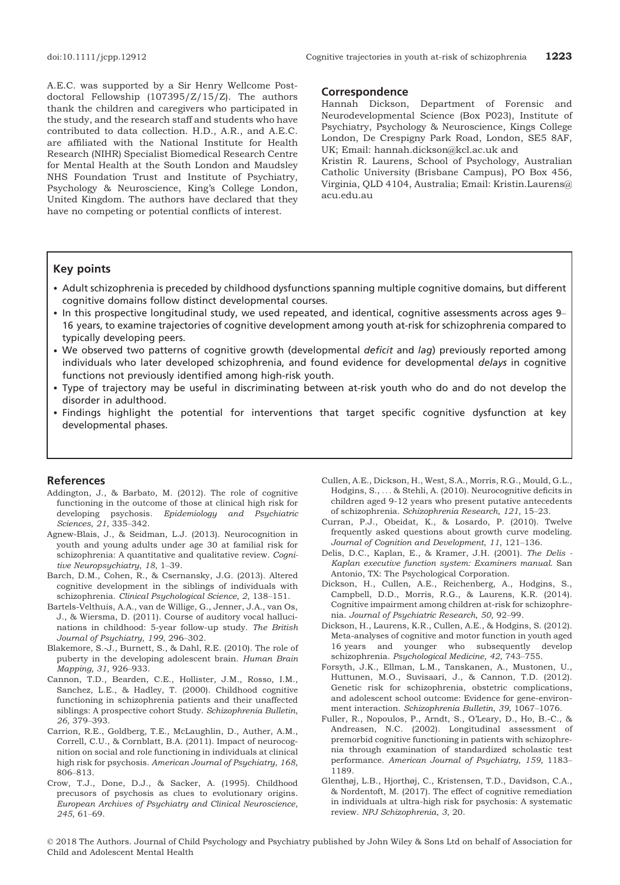A.E.C. was supported by a Sir Henry Wellcome Postdoctoral Fellowship (107395/Z/15/Z). The authors thank the children and caregivers who participated in the study, and the research staff and students who have contributed to data collection. H.D., A.R., and A.E.C. are affiliated with the National Institute for Health Research (NIHR) Specialist Biomedical Research Centre for Mental Health at the South London and Maudsley NHS Foundation Trust and Institute of Psychiatry, Psychology & Neuroscience, King's College London, United Kingdom. The authors have declared that they have no competing or potential conflicts of interest.

## Correspondence

Hannah Dickson, Department of Forensic and Neurodevelopmental Science (Box P023), Institute of Psychiatry, Psychology & Neuroscience, Kings College London, De Crespigny Park Road, London, SE5 8AF, UK; Email: hannah.dickson@kcl.ac.uk and

Kristin R. Laurens, School of Psychology, Australian Catholic University (Brisbane Campus), PO Box 456, Virginia, QLD 4104, Australia; Email: Kristin.Laurens@acu.edu.au

## Key points

- Adult schizophrenia is preceded by childhood dysfunctions spanning multiple cognitive domains, but different cognitive domains follow distinct developmental courses.
- In this prospective longitudinal study, we used repeated, and identical, cognitive assessments across ages 9–16 years, to examine trajectories of cognitive development among youth at-risk for schizophrenia compared to typically developing peers.
- We observed two patterns of cognitive growth (developmental *deficit* and *lag*) previously reported among individuals who later developed schizophrenia, and found evidence for developmental *delays* in cognitive functions not previously identified among high-risk youth.
- Type of trajectory may be useful in discriminating between at-risk youth who do and do not develop the disorder in adulthood.
- Findings highlight the potential for interventions that target specific cognitive dysfunction at key developmental phases.

## References

Addington, J., & Barbato, M. (2012). The role of cognitive functioning in the outcome of those at clinical high risk for developing psychosis. *Epidemiology and Psychiatric Sciences*, *21*, 335–342.

Agnew-Blais, J., & Seidman, L.J. (2013). Neurocognition in youth and young adults under age 30 at familial risk for schizophrenia: A quantitative and qualitative review. *Cognitive Neuropsychiatry*, *18*, 1–39.

Barch, D.M., Cohen, R., & Csernansky, J.G. (2013). Altered cognitive development in the siblings of individuals with schizophrenia. *Clinical Psychological Science*, *2*, 138–151.

Bartels-Velthuis, A.A., van de Willige, G., Jenner, J.A., van Os, J., & Wiersma, D. (2011). Course of auditory vocal hallucinations in childhood: 5-year follow-up study. *The British Journal of Psychiatry*, *199*, 296–302.

Blakemore, S.-J., Burnett, S., & Dahl, R.E. (2010). The role of puberty in the developing adolescent brain. *Human Brain Mapping*, *31*, 926–933.

Cannon, T.D., Bearden, C.E., Hollister, J.M., Rosso, I.M., Sanchez, L.E., & Hadley, T. (2000). Childhood cognitive functioning in schizophrenia patients and their unaffected siblings: A prospective cohort Study. *Schizophrenia Bulletin*, *26*, 379–393.

Carrion, R.E., Goldberg, T.E., McLaughlin, D., Auther, A.M., Correll, C.U., & Cornblatt, B.A. (2011). Impact of neurocognition on social and role functioning in individuals at clinical high risk for psychosis. *American Journal of Psychiatry*, *168*, 806–813.

Crow, T.J., Done, D.J., & Sacker, A. (1995). Childhood precursors of psychosis as clues to evolutionary origins. *European Archives of Psychiatry and Clinical Neuroscience*, *245*, 61–69.

Cullen, A.E., Dickson, H., West, S.A., Morris, R.G., Mould, G.L., Hodgins, S., ... & Stehli, A. (2010). Neurocognitive deficits in children aged 9-12 years who present putative antecedents of schizophrenia. *Schizophrenia Research*, *121*, 15–23.

Curran, P.J., Obeidat, K., & Losardo, P. (2010). Twelve frequently asked questions about growth curve modeling. *Journal of Cognition and Development*, *11*, 121–136.

Delis, D.C., Kaplan, E., & Kramer, J.H. (2001). *The Delis - Kaplan executive function system: Examiners manual*. San Antonio, TX: The Psychological Corporation.

Dickson, H., Cullen, A.E., Reichenberg, A., Hodgins, S., Campbell, D.D., Morris, R.G., & Laurens, K.R. (2014). Cognitive impairment among children at-risk for schizophrenia. *Journal of Psychiatric Research*, *50*, 92–99.

Dickson, H., Laurens, K.R., Cullen, A.E., & Hodgins, S. (2012). Meta-analyses of cognitive and motor function in youth aged 16 years and younger who subsequently develop schizophrenia. *Psychological Medicine*, *42*, 743–755.

Forsyth, J.K., Ellman, L.M., Tanskanen, A., Mustonen, U., Huttunen, M.O., Suvisaari, J., & Cannon, T.D. (2012). Genetic risk for schizophrenia, obstetric complications, and adolescent school outcome: Evidence for gene-environment interaction. *Schizophrenia Bulletin*, *39*, 1067–1076.

Fuller, R., Nopoulos, P., Arndt, S., O'Leary, D., Ho, B.-C., & Andreasen, N.C. (2002). Longitudinal assessment of premorbid cognitive functioning in patients with schizophrenia through examination of standardized scholastic test performance. *American Journal of Psychiatry*, *159*, 1183–1189.

Glenthøj, L.B., Hjorthøj, C., Kristensen, T.D., Davidson, C.A., & Nordentoft, M. (2017). The effect of cognitive remediation in individuals at ultra-high risk for psychosis: A systematic review. *NPJ Schizophrenia*, *3*, 20.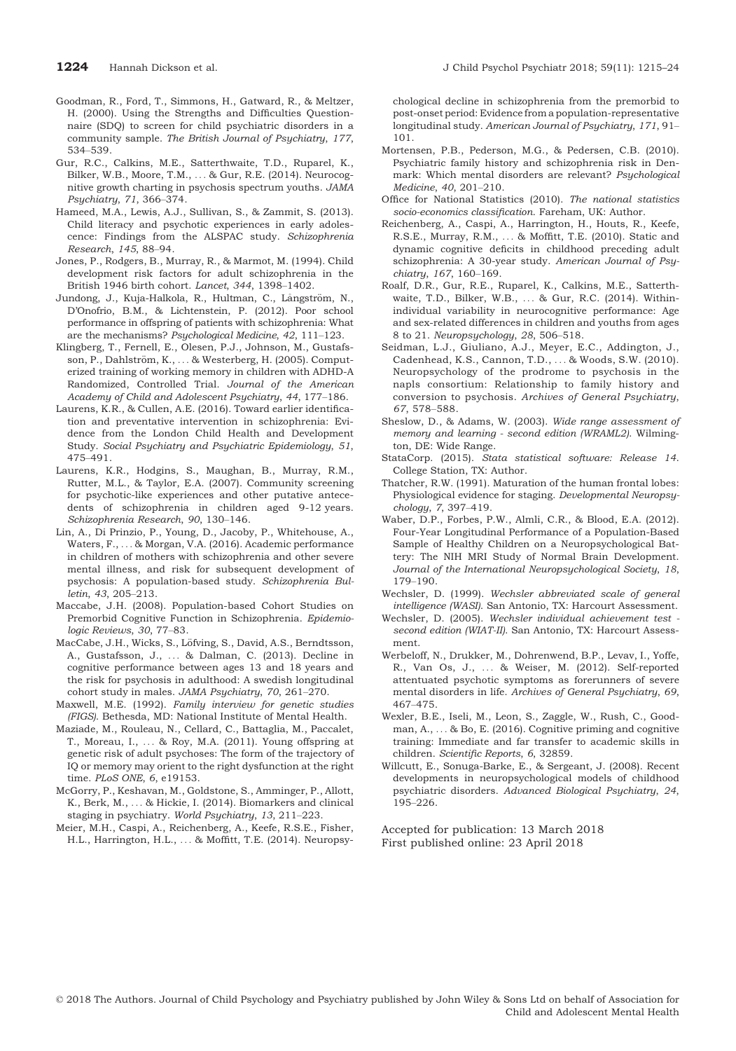Goodman, R., Ford, T., Simmons, H., Gatward, R., & Meltzer, H. (2000). Using the Strengths and Difficulties Questionnaire (SDQ) to screen for child psychiatric disorders in a community sample. *The British Journal of Psychiatry*, *177*, 534–539.

Gur, R.C., Calkins, M.E., Satterthwaite, T.D., Ruparel, K., Bilker, W.B., Moore, T.M., … & Gur, R.E. (2014). Neurocognitive growth charting in psychosis spectrum youths. *JAMA Psychiatry*, *71*, 366–374.

Hameed, M.A., Lewis, A.J., Sullivan, S., & Zammit, S. (2013). Child literacy and psychotic experiences in early adolescence: Findings from the ALSPAC study. *Schizophrenia Research*, *145*, 88–94.

Jones, P., Rodgers, B., Murray, R., & Marmot, M. (1994). Child development risk factors for adult schizophrenia in the British 1946 birth cohort. *Lancet*, *344*, 1398–1402.

Jundong, J., Kuja-Halkola, R., Hultman, C., Långström, N., D'Onofrio, B.M., & Lichtenstein, P. (2012). Poor school performance in offspring of patients with schizophrenia: What are the mechanisms? *Psychological Medicine*, *42*, 111–123.

Klingberg, T., Fernell, E., Olesen, P.J., Johnson, M., Gustafsson, P., Dahlström, K., … & Westerberg, H. (2005). Computerized training of working memory in children with ADHD-A Randomized, Controlled Trial. *Journal of the American Academy of Child and Adolescent Psychiatry*, *44*, 177–186.

Laurens, K.R., & Cullen, A.E. (2016). Toward earlier identification and preventative intervention in schizophrenia: Evidence from the London Child Health and Development Study. *Social Psychiatry and Psychiatric Epidemiology*, *51*, 475–491.

Laurens, K.R., Hodgins, S., Maughan, B., Murray, R.M., Rutter, M.L., & Taylor, E.A. (2007). Community screening for psychotic-like experiences and other putative antecedents of schizophrenia in children aged 9-12 years. *Schizophrenia Research*, *90*, 130–146.

Lin, A., Di Prinzio, P., Young, D., Jacoby, P., Whitehouse, A., Waters, F., … & Morgan, V.A. (2016). Academic performance in children of mothers with schizophrenia and other severe mental illness, and risk for subsequent development of psychosis: A population-based study. *Schizophrenia Bulletin*, *43*, 205–213.

Maccabe, J.H. (2008). Population-based Cohort Studies on Premorbid Cognitive Function in Schizophrenia. *Epidemiologic Reviews*, *30*, 77–83.

MacCabe, J.H., Wicks, S., Löfving, S., David, A.S., Berndtsson, A., Gustafsson, J., … & Dalman, C. (2013). Decline in cognitive performance between ages 13 and 18 years and the risk for psychosis in adulthood: A swedish longitudinal cohort study in males. *JAMA Psychiatry*, *70*, 261–270.

Maxwell, M.E. (1992). *Family interview for genetic studies (FIGS)*. Bethesda, MD: National Institute of Mental Health.

Maziade, M., Rouleau, N., Cellard, C., Battaglia, M., Paccalet, T., Moreau, I., … & Roy, M.A. (2011). Young offspring at genetic risk of adult psychoses: The form of the trajectory of IQ or memory may orient to the right dysfunction at the right time. *PLoS ONE*, *6*, e19153.

McGorry, P., Keshavan, M., Goldstone, S., Amminger, P., Allott, K., Berk, M., … & Hickie, I. (2014). Biomarkers and clinical staging in psychiatry. *World Psychiatry*, *13*, 211–223.

Meier, M.H., Caspi, A., Reichenberg, A., Keefe, R.S.E., Fisher, H.L., Harrington, H.L., … & Moffitt, T.E. (2014). Neuropsychological decline in schizophrenia from the premorbid to post-onset period: Evidence from a population-representative longitudinal study. *American Journal of Psychiatry*, *171*, 91–101.

Mortensen, P.B., Pederson, M.G., & Pedersen, C.B. (2010). Psychiatric family history and schizophrenia risk in Denmark: Which mental disorders are relevant? *Psychological Medicine*, *40*, 201–210.

Office for National Statistics (2010). *The national statistics socio-economics classification*. Fareham, UK: Author.

Reichenberg, A., Caspi, A., Harrington, H., Houts, R., Keefe, R.S.E., Murray, R.M., … & Moffitt, T.E. (2010). Static and dynamic cognitive deficits in childhood preceding adult schizophrenia: A 30-year study. *American Journal of Psychiatry*, *167*, 160–169.

Roalf, D.R., Gur, R.E., Ruparel, K., Calkins, M.E., Satterthwaite, T.D., Bilker, W.B., … & Gur, R.C. (2014). Within-individual variability in neurocognitive performance: Age and sex-related differences in children and youths from ages 8 to 21. *Neuropsychology*, *28*, 506–518.

Seidman, L.J., Giuliano, A.J., Meyer, E.C., Addington, J., Cadenhead, K.S., Cannon, T.D., … & Woods, S.W. (2010). Neuropsychology of the prodrome to psychosis in the napls consortium: Relationship to family history and conversion to psychosis. *Archives of General Psychiatry*, *67*, 578–588.

Sheslow, D., & Adams, W. (2003). *Wide range assessment of memory and learning - second edition (WRAML2)*. Wilmington, DE: Wide Range.

StataCorp. (2015). *Stata statistical software: Release 14*. College Station, TX: Author.

Thatcher, R.W. (1991). Maturation of the human frontal lobes: Physiological evidence for staging. *Developmental Neuropsychology*, *7*, 397–419.

Waber, D.P., Forbes, P.W., Almli, C.R., & Blood, E.A. (2012). Four-Year Longitudinal Performance of a Population-Based Sample of Healthy Children on a Neuropsychological Battery: The NIH MRI Study of Normal Brain Development. *Journal of the International Neuropsychological Society*, *18*, 179–190.

Wechsler, D. (1999). *Wechsler abbreviated scale of general intelligence (WASI)*. San Antonio, TX: Harcourt Assessment.

Wechsler, D. (2005). *Wechsler individual achievement test - second edition (WIAT-II)*. San Antonio, TX: Harcourt Assessment.

Werbeloff, N., Drukker, M., Dohrenwend, B.P., Levav, I., Yoffe, R., Van Os, J., … & Weiser, M. (2012). Self-reported attentuated psychotic symptoms as forerunners of severe mental disorders in life. *Archives of General Psychiatry*, *69*, 467–475.

Wexler, B.E., Iseli, M., Leon, S., Zaggle, W., Rush, C., Goodman, A., … & Bo, E. (2016). Cognitive priming and cognitive training: Immediate and far transfer to academic skills in children. *Scientific Reports*, *6*, 32859.

Willcutt, E., Sonuga-Barke, E., & Sergeant, J. (2008). Recent developments in neuropsychological models of childhood psychiatric disorders. *Advanced Biological Psychiatry*, *24*, 195–226.

Accepted for publication: 13 March 2018
First published online: 23 April 2018

© 2018 The Authors. Journal of Child Psychology and Psychiatry published by John Wiley & Sons Ltd on behalf of Association for Child and Adolescent Mental Health